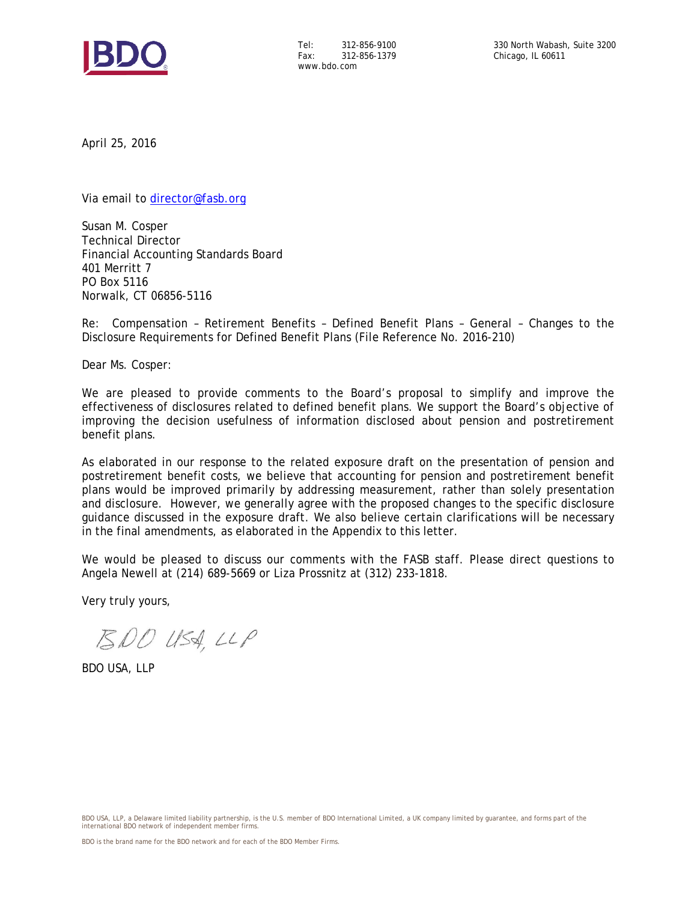Tel: 312-856-9100
Fax: 312-856-1379
www.bdo.com

330 North Wabash, Suite 3200
Chicago, IL 60611

April 25, 2016

Via email to director@fasb.org

Susan M. Cosper
Technical Director
Financial Accounting Standards Board
401 Merritt 7
PO Box 5116
Norwalk, CT 06856-5116

Re: Compensation – Retirement Benefits – Defined Benefit Plans – General – Changes to the Disclosure Requirements for Defined Benefit Plans (File Reference No. 2016-210)

Dear Ms. Cosper:

We are pleased to provide comments to the Board's proposal to simplify and improve the effectiveness of disclosures related to defined benefit plans. We support the Board's objective of improving the decision usefulness of information disclosed about pension and postretirement benefit plans.

As elaborated in our response to the related exposure draft on the presentation of pension and postretirement benefit costs, we believe that accounting for pension and postretirement benefit plans would be improved primarily by addressing measurement, rather than solely presentation and disclosure. However, we generally agree with the proposed changes to the specific disclosure guidance discussed in the exposure draft. We also believe certain clarifications will be necessary in the final amendments, as elaborated in the Appendix to this letter.

We would be pleased to discuss our comments with the FASB staff. Please direct questions to Angela Newell at (214) 689-5669 or Liza Prossnitz at (312) 233-1818.

Very truly yours,

BDO USA, LLP

BDO USA, LLP

BDO USA, LLP, a Delaware limited liability partnership, is the U.S. member of BDO International Limited, a UK company limited by guarantee, and forms part of the international BDO network of independent member firms.

BDO is the brand name for the BDO network and for each of the BDO Member Firms.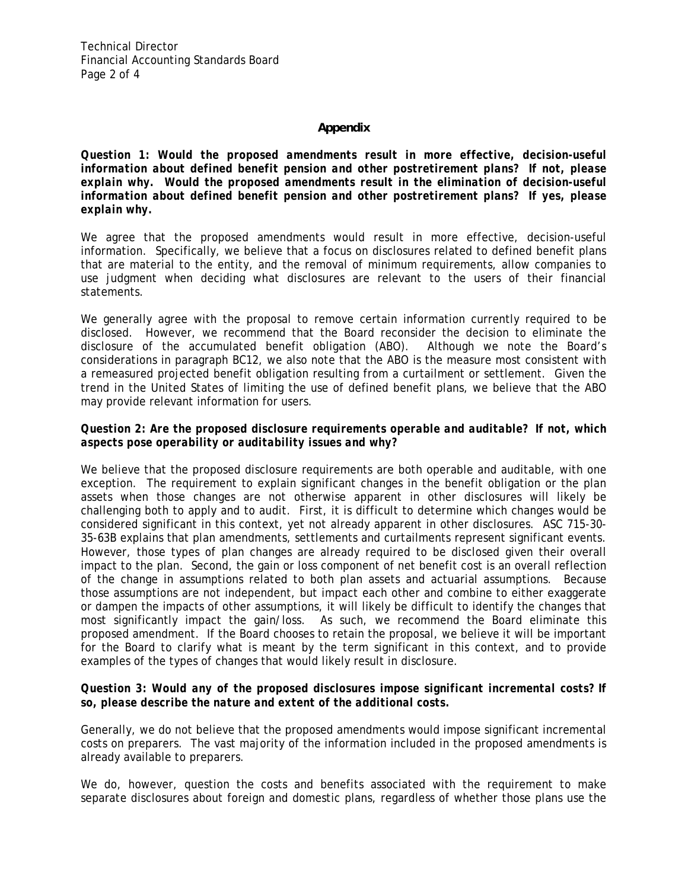## Appendix

***Question 1: Would the proposed amendments result in more effective, decision-useful information about defined benefit pension and other postretirement plans? If not, please explain why. Would the proposed amendments result in the elimination of decision-useful information about defined benefit pension and other postretirement plans? If yes, please explain why.***

We agree that the proposed amendments would result in more effective, decision-useful information. Specifically, we believe that a focus on disclosures related to defined benefit plans that are material to the entity, and the removal of minimum requirements, allow companies to use judgment when deciding what disclosures are relevant to the users of their financial statements.

We generally agree with the proposal to remove certain information currently required to be disclosed. However, we recommend that the Board reconsider the decision to eliminate the disclosure of the accumulated benefit obligation (ABO). Although we note the Board's considerations in paragraph BC12, we also note that the ABO is the measure most consistent with a remeasured projected benefit obligation resulting from a curtailment or settlement. Given the trend in the United States of limiting the use of defined benefit plans, we believe that the ABO may provide relevant information for users.

***Question 2: Are the proposed disclosure requirements operable and auditable? If not, which aspects pose operability or auditability issues and why?***

We believe that the proposed disclosure requirements are both operable and auditable, with one exception. The requirement to explain significant changes in the benefit obligation or the plan assets when those changes are not otherwise apparent in other disclosures will likely be challenging both to apply and to audit. First, it is difficult to determine which changes would be considered significant in this context, yet not already apparent in other disclosures. ASC 715-30-35-63B explains that plan amendments, settlements and curtailments represent significant events. However, those types of plan changes are already required to be disclosed given their overall impact to the plan. Second, the gain or loss component of net benefit cost is an overall reflection of the change in assumptions related to both plan assets and actuarial assumptions. Because those assumptions are not independent, but impact each other and combine to either exaggerate or dampen the impacts of other assumptions, it will likely be difficult to identify the changes that most significantly impact the gain/loss. As such, we recommend the Board eliminate this proposed amendment. If the Board chooses to retain the proposal, we believe it will be important for the Board to clarify what is meant by the term significant in this context, and to provide examples of the types of changes that would likely result in disclosure.

***Question 3: Would any of the proposed disclosures impose significant incremental costs? If so, please describe the nature and extent of the additional costs.***

Generally, we do not believe that the proposed amendments would impose significant incremental costs on preparers. The vast majority of the information included in the proposed amendments is already available to preparers.

We do, however, question the costs and benefits associated with the requirement to make separate disclosures about foreign and domestic plans, regardless of whether those plans use the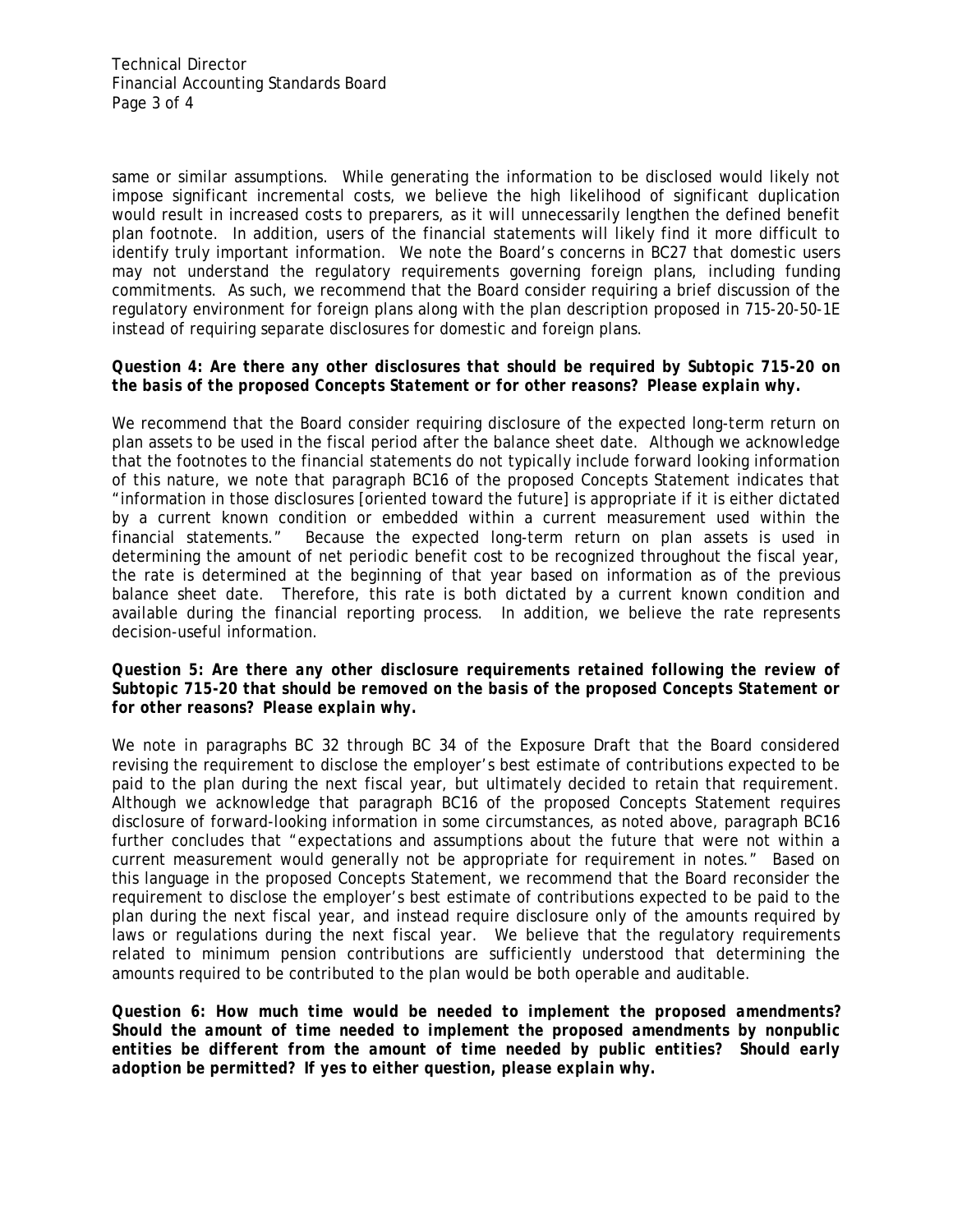same or similar assumptions. While generating the information to be disclosed would likely not impose significant incremental costs, we believe the high likelihood of significant duplication would result in increased costs to preparers, as it will unnecessarily lengthen the defined benefit plan footnote. In addition, users of the financial statements will likely find it more difficult to identify truly important information. We note the Board's concerns in BC27 that domestic users may not understand the regulatory requirements governing foreign plans, including funding commitments. As such, we recommend that the Board consider requiring a brief discussion of the regulatory environment for foreign plans along with the plan description proposed in 715-20-50-1E instead of requiring separate disclosures for domestic and foreign plans.

***Question 4: Are there any other disclosures that should be required by Subtopic 715-20 on the basis of the proposed Concepts Statement or for other reasons? Please explain why.***

We recommend that the Board consider requiring disclosure of the expected long-term return on plan assets to be used in the fiscal period after the balance sheet date. Although we acknowledge that the footnotes to the financial statements do not typically include forward looking information of this nature, we note that paragraph BC16 of the proposed Concepts Statement indicates that "information in those disclosures [oriented toward the future] is appropriate if it is either dictated by a current known condition or embedded within a current measurement used within the financial statements." Because the expected long-term return on plan assets is used in determining the amount of net periodic benefit cost to be recognized throughout the fiscal year, the rate is determined at the beginning of that year based on information as of the previous balance sheet date. Therefore, this rate is both dictated by a current known condition and available during the financial reporting process. In addition, we believe the rate represents decision-useful information.

***Question 5: Are there any other disclosure requirements retained following the review of Subtopic 715-20 that should be removed on the basis of the proposed Concepts Statement or for other reasons? Please explain why.***

We note in paragraphs BC 32 through BC 34 of the Exposure Draft that the Board considered revising the requirement to disclose the employer's best estimate of contributions expected to be paid to the plan during the next fiscal year, but ultimately decided to retain that requirement. Although we acknowledge that paragraph BC16 of the proposed Concepts Statement requires disclosure of forward-looking information in some circumstances, as noted above, paragraph BC16 further concludes that "expectations and assumptions about the future that were not within a current measurement would generally not be appropriate for requirement in notes." Based on this language in the proposed Concepts Statement, we recommend that the Board reconsider the requirement to disclose the employer's best estimate of contributions expected to be paid to the plan during the next fiscal year, and instead require disclosure only of the amounts required by laws or regulations during the next fiscal year. We believe that the regulatory requirements related to minimum pension contributions are sufficiently understood that determining the amounts required to be contributed to the plan would be both operable and auditable.

***Question 6: How much time would be needed to implement the proposed amendments? Should the amount of time needed to implement the proposed amendments by nonpublic entities be different from the amount of time needed by public entities? Should early adoption be permitted? If yes to either question, please explain why.***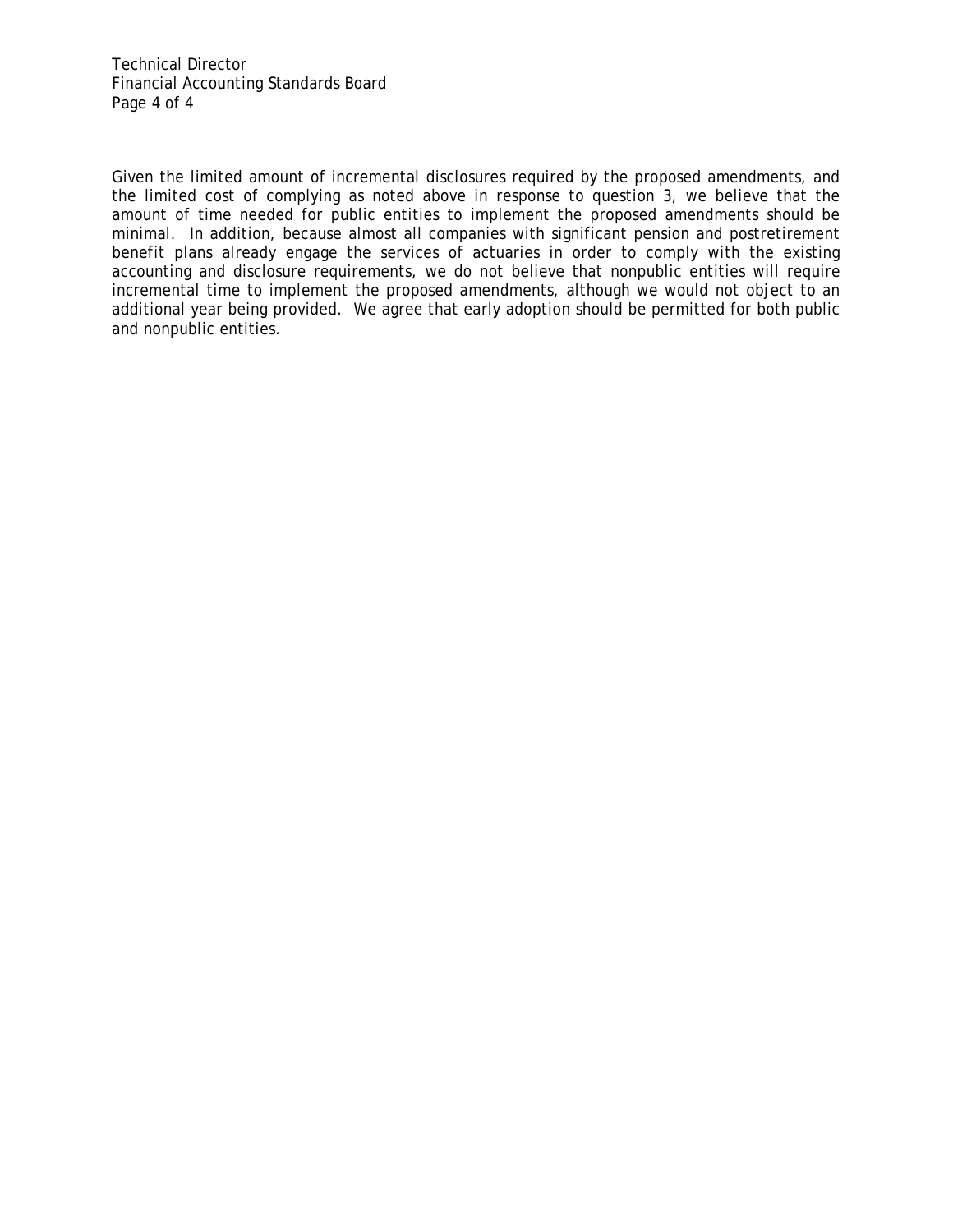Given the limited amount of incremental disclosures required by the proposed amendments, and the limited cost of complying as noted above in response to question 3, we believe that the amount of time needed for public entities to implement the proposed amendments should be minimal. In addition, because almost all companies with significant pension and postretirement benefit plans already engage the services of actuaries in order to comply with the existing accounting and disclosure requirements, we do not believe that nonpublic entities will require incremental time to implement the proposed amendments, although we would not object to an additional year being provided. We agree that early adoption should be permitted for both public and nonpublic entities.